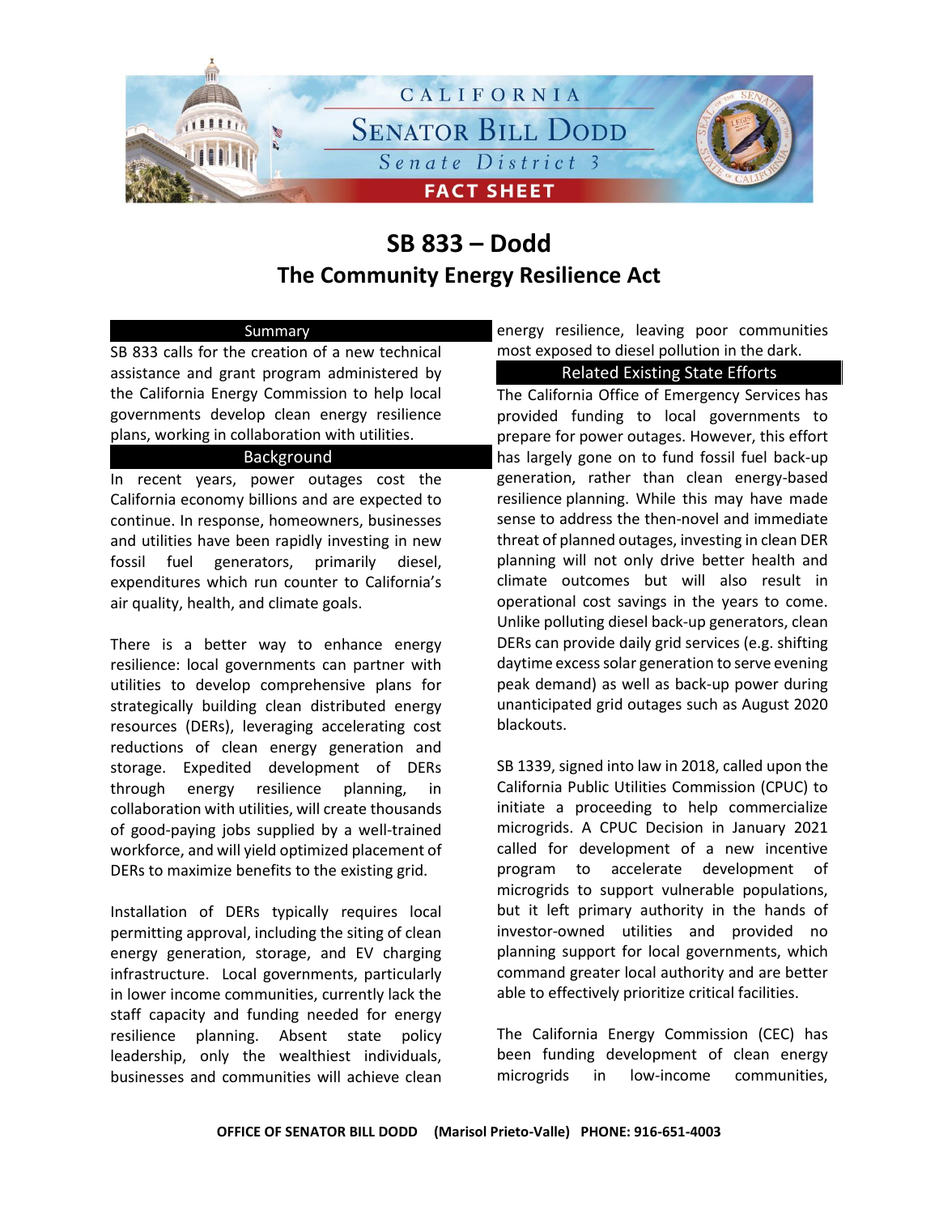# SB 833 – Dodd

## The Community Energy Resilience Act

### Summary

SB 833 calls for the creation of a new technical assistance and grant program administered by the California Energy Commission to help local governments develop clean energy resilience plans, working in collaboration with utilities.

### Background

In recent years, power outages cost the California economy billions and are expected to continue. In response, homeowners, businesses and utilities have been rapidly investing in new fossil fuel generators, primarily diesel, expenditures which run counter to California's air quality, health, and climate goals.

There is a better way to enhance energy resilience: local governments can partner with utilities to develop comprehensive plans for strategically building clean distributed energy resources (DERs), leveraging accelerating cost reductions of clean energy generation and storage. Expedited development of DERs through energy resilience planning, in collaboration with utilities, will create thousands of good-paying jobs supplied by a well-trained workforce, and will yield optimized placement of DERs to maximize benefits to the existing grid.

Installation of DERs typically requires local permitting approval, including the siting of clean energy generation, storage, and EV charging infrastructure. Local governments, particularly in lower income communities, currently lack the staff capacity and funding needed for energy resilience planning. Absent state policy leadership, only the wealthiest individuals, businesses and communities will achieve clean energy resilience, leaving poor communities most exposed to diesel pollution in the dark.

### Related Existing State Efforts

The California Office of Emergency Services has provided funding to local governments to prepare for power outages. However, this effort has largely gone on to fund fossil fuel back-up generation, rather than clean energy-based resilience planning. While this may have made sense to address the then-novel and immediate threat of planned outages, investing in clean DER planning will not only drive better health and climate outcomes but will also result in operational cost savings in the years to come. Unlike polluting diesel back-up generators, clean DERs can provide daily grid services (e.g. shifting daytime excess solar generation to serve evening peak demand) as well as back-up power during unanticipated grid outages such as August 2020 blackouts.

SB 1339, signed into law in 2018, called upon the California Public Utilities Commission (CPUC) to initiate a proceeding to help commercialize microgrids. A CPUC Decision in January 2021 called for development of a new incentive program to accelerate development of microgrids to support vulnerable populations, but it left primary authority in the hands of investor-owned utilities and provided no planning support for local governments, which command greater local authority and are better able to effectively prioritize critical facilities.

The California Energy Commission (CEC) has been funding development of clean energy microgrids in low-income communities,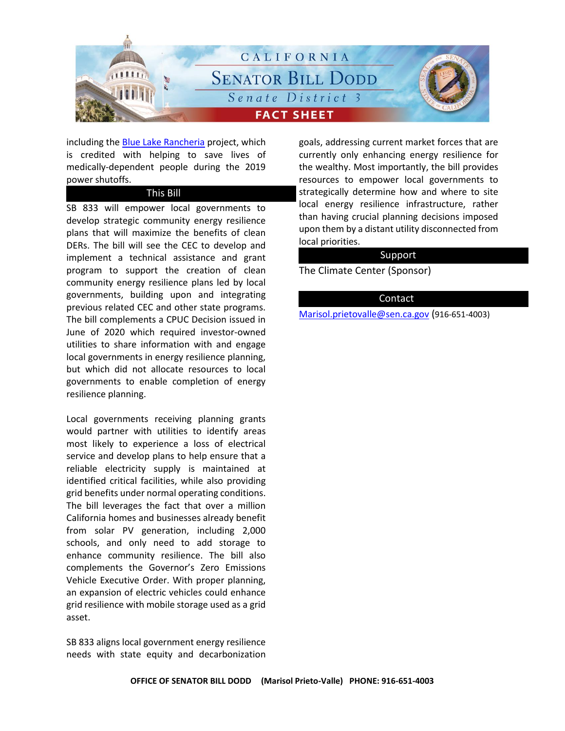including the [Blue Lake Rancheria](#) project, which is credited with helping to save lives of medically-dependent people during the 2019 power shutoffs.

## This Bill

SB 833 will empower local governments to develop strategic community energy resilience plans that will maximize the benefits of clean DERs. The bill will see the CEC to develop and implement a technical assistance and grant program to support the creation of clean community energy resilience plans led by local governments, building upon and integrating previous related CEC and other state programs. The bill complements a CPUC Decision issued in June of 2020 which required investor-owned utilities to share information with and engage local governments in energy resilience planning, but which did not allocate resources to local governments to enable completion of energy resilience planning.

Local governments receiving planning grants would partner with utilities to identify areas most likely to experience a loss of electrical service and develop plans to help ensure that a reliable electricity supply is maintained at identified critical facilities, while also providing grid benefits under normal operating conditions. The bill leverages the fact that over a million California homes and businesses already benefit from solar PV generation, including 2,000 schools, and only need to add storage to enhance community resilience. The bill also complements the Governor's Zero Emissions Vehicle Executive Order. With proper planning, an expansion of electric vehicles could enhance grid resilience with mobile storage used as a grid asset.

SB 833 aligns local government energy resilience needs with state equity and decarbonization goals, addressing current market forces that are currently only enhancing energy resilience for the wealthy. Most importantly, the bill provides resources to empower local governments to strategically determine how and where to site local energy resilience infrastructure, rather than having crucial planning decisions imposed upon them by a distant utility disconnected from local priorities.

## Support

The Climate Center (Sponsor)

## Contact

[Marisol.prietovalle@sen.ca.gov](mailto:Marisol.prietovalle@sen.ca.gov) (916-651-4003)